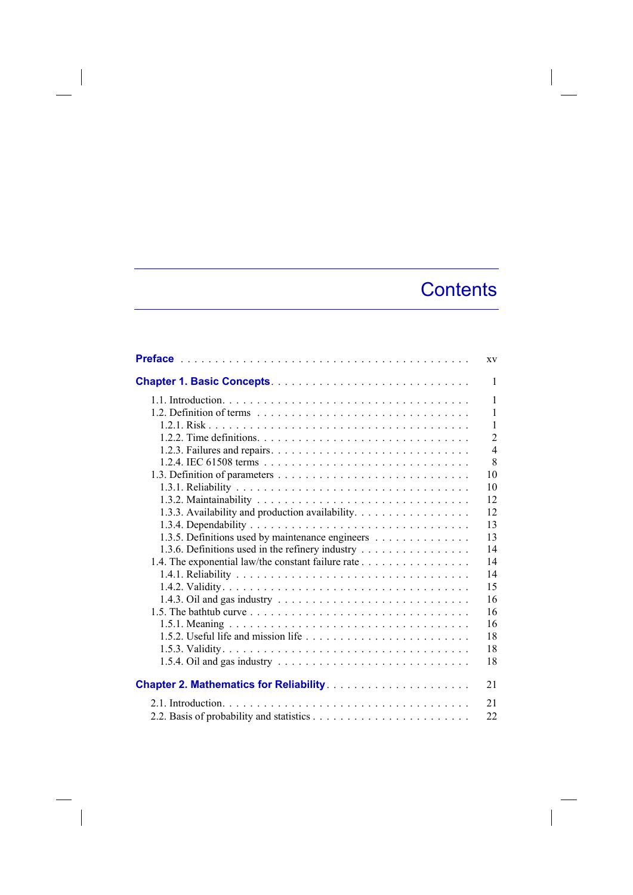# Contents

**Preface** . . . . . . . . . . . . . . . . . . . . . . . . . . . . . . . . . . . . . . . . . . xv

**Chapter 1. Basic Concepts** . . . . . . . . . . . . . . . . . . . . . . . . . . . . . 1

1.1. Introduction . . . . . . . . . . . . . . . . . . . . . . . . . . . . . . . . . . . . . 1
1.2. Definition of terms . . . . . . . . . . . . . . . . . . . . . . . . . . . . . . . 1
1.2.1. Risk . . . . . . . . . . . . . . . . . . . . . . . . . . . . . . . . . . . . . . 1
1.2.2. Time definitions . . . . . . . . . . . . . . . . . . . . . . . . . . . . . 2
1.2.3. Failures and repairs . . . . . . . . . . . . . . . . . . . . . . . . . . 4
1.2.4. IEC 61508 terms . . . . . . . . . . . . . . . . . . . . . . . . . . . . 8
1.3. Definition of parameters . . . . . . . . . . . . . . . . . . . . . . . . . . 10
1.3.1. Reliability . . . . . . . . . . . . . . . . . . . . . . . . . . . . . . . . . 10
1.3.2. Maintainability . . . . . . . . . . . . . . . . . . . . . . . . . . . . . 12
1.3.3. Availability and production availability . . . . . . . . . . . . . . . . . 12
1.3.4. Dependability . . . . . . . . . . . . . . . . . . . . . . . . . . . . . . 13
1.3.5. Definitions used by maintenance engineers . . . . . . . . . . . . . 13
1.3.6. Definitions used in the refinery industry . . . . . . . . . . . . . . . . 14
1.4. The exponential law/the constant failure rate . . . . . . . . . . . . . . . . 14
1.4.1. Reliability . . . . . . . . . . . . . . . . . . . . . . . . . . . . . . . . . 14
1.4.2. Validity . . . . . . . . . . . . . . . . . . . . . . . . . . . . . . . . . . 15
1.4.3. Oil and gas industry . . . . . . . . . . . . . . . . . . . . . . . . . . 16
1.5. The bathtub curve . . . . . . . . . . . . . . . . . . . . . . . . . . . . . . 16
1.5.1. Meaning . . . . . . . . . . . . . . . . . . . . . . . . . . . . . . . . . 16
1.5.2. Useful life and mission life . . . . . . . . . . . . . . . . . . . . . . . 18
1.5.3. Validity . . . . . . . . . . . . . . . . . . . . . . . . . . . . . . . . . . 18
1.5.4. Oil and gas industry . . . . . . . . . . . . . . . . . . . . . . . . . . 18

**Chapter 2. Mathematics for Reliability** . . . . . . . . . . . . . . . . . . . . . . 21

2.1. Introduction . . . . . . . . . . . . . . . . . . . . . . . . . . . . . . . . . . . . 21
2.2. Basis of probability and statistics . . . . . . . . . . . . . . . . . . . . . . . 22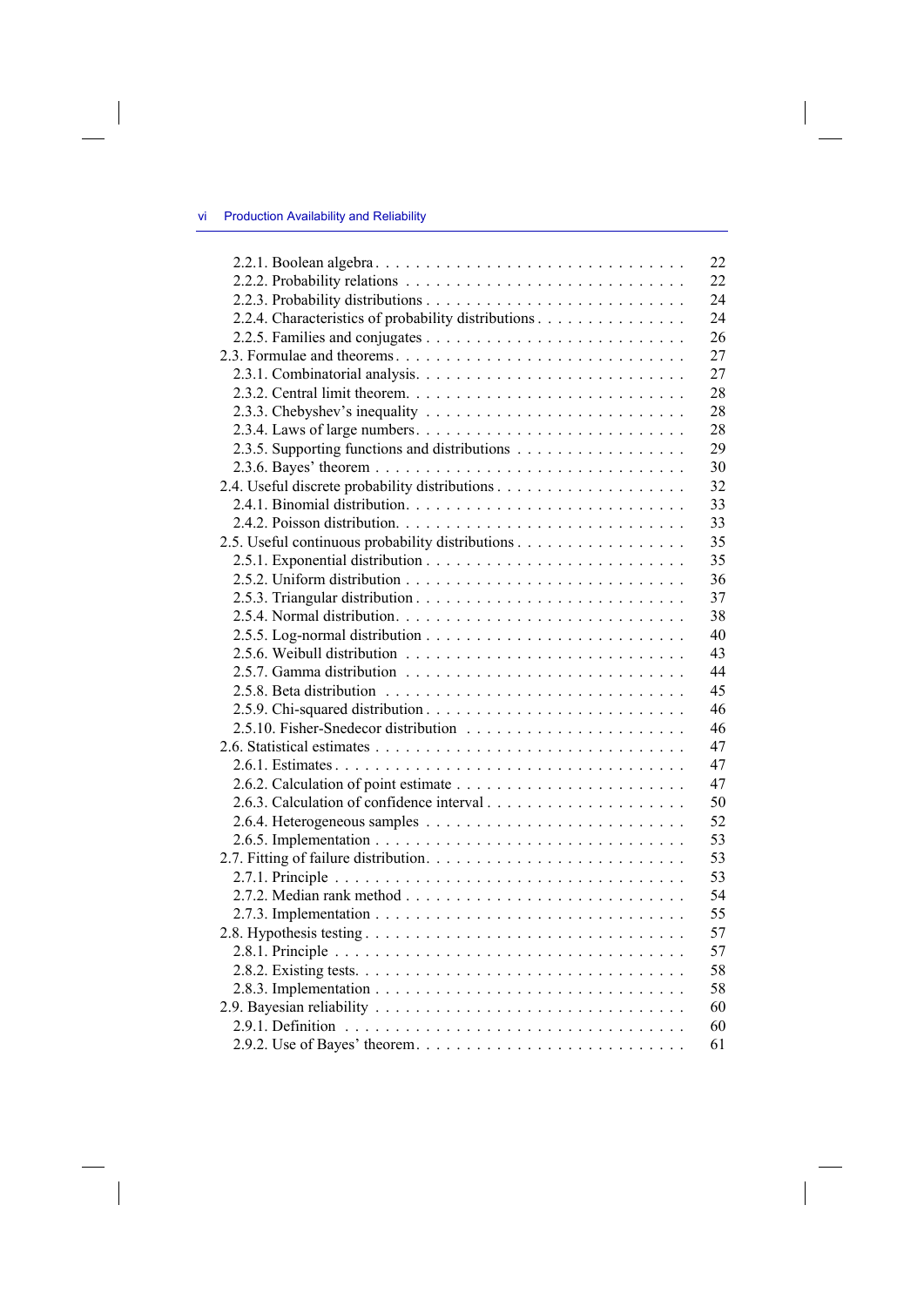| | |
|---|---|
| 2.2.1. Boolean algebra | 22 |
| 2.2.2. Probability relations | 22 |
| 2.2.3. Probability distributions | 24 |
| 2.2.4. Characteristics of probability distributions | 24 |
| 2.2.5. Families and conjugates | 26 |
| 2.3. Formulae and theorems | 27 |
| 2.3.1. Combinatorial analysis | 27 |
| 2.3.2. Central limit theorem | 28 |
| 2.3.3. Chebyshev's inequality | 28 |
| 2.3.4. Laws of large numbers | 28 |
| 2.3.5. Supporting functions and distributions | 29 |
| 2.3.6. Bayes' theorem | 30 |
| 2.4. Useful discrete probability distributions | 32 |
| 2.4.1. Binomial distribution | 33 |
| 2.4.2. Poisson distribution | 33 |
| 2.5. Useful continuous probability distributions | 35 |
| 2.5.1. Exponential distribution | 35 |
| 2.5.2. Uniform distribution | 36 |
| 2.5.3. Triangular distribution | 37 |
| 2.5.4. Normal distribution | 38 |
| 2.5.5. Log-normal distribution | 40 |
| 2.5.6. Weibull distribution | 43 |
| 2.5.7. Gamma distribution | 44 |
| 2.5.8. Beta distribution | 45 |
| 2.5.9. Chi-squared distribution | 46 |
| 2.5.10. Fisher-Snedecor distribution | 46 |
| 2.6. Statistical estimates | 47 |
| 2.6.1. Estimates | 47 |
| 2.6.2. Calculation of point estimate | 47 |
| 2.6.3. Calculation of confidence interval | 50 |
| 2.6.4. Heterogeneous samples | 52 |
| 2.6.5. Implementation | 53 |
| 2.7. Fitting of failure distribution | 53 |
| 2.7.1. Principle | 53 |
| 2.7.2. Median rank method | 54 |
| 2.7.3. Implementation | 55 |
| 2.8. Hypothesis testing | 57 |
| 2.8.1. Principle | 57 |
| 2.8.2. Existing tests | 58 |
| 2.8.3. Implementation | 58 |
| 2.9. Bayesian reliability | 60 |
| 2.9.1. Definition | 60 |
| 2.9.2. Use of Bayes' theorem | 61 |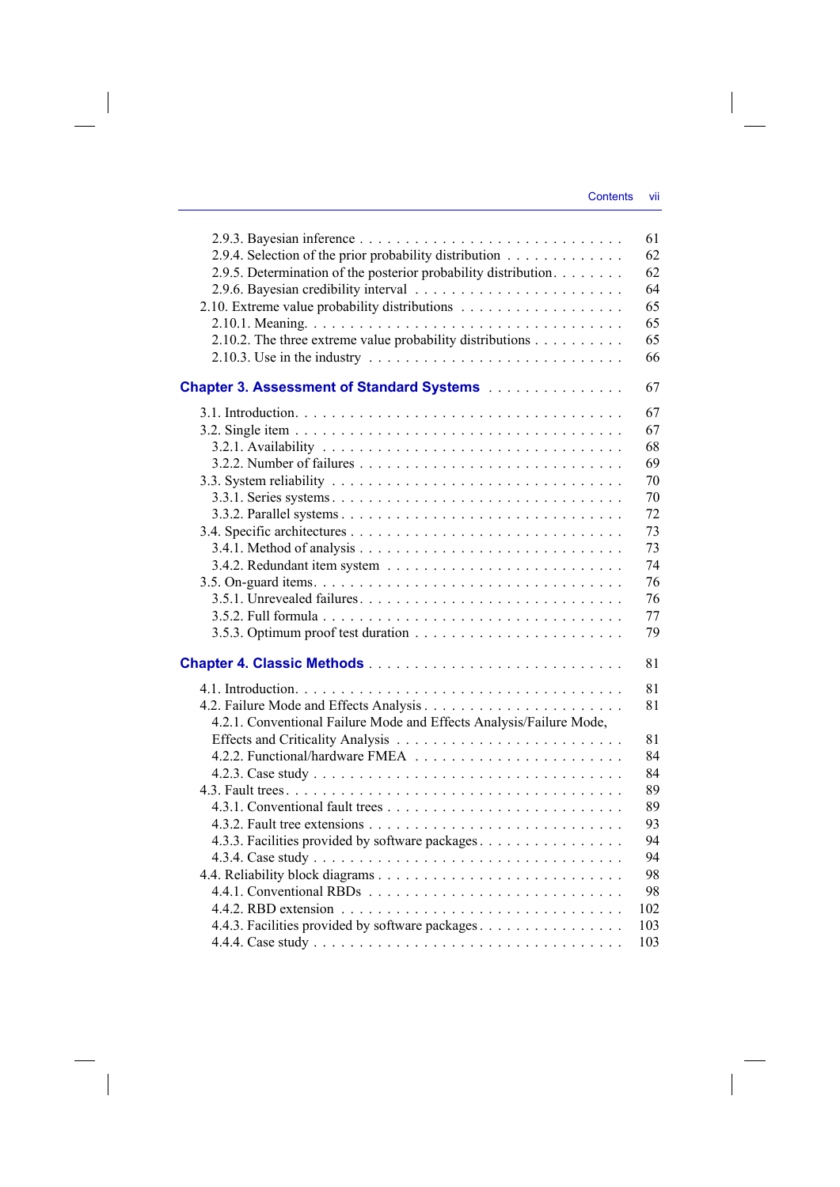2.9.3. Bayesian inference . . . . . . . . . . . . . . . . . . . . . . . . . . . . 61
2.9.4. Selection of the prior probability distribution . . . . . . . . . . . . 62
2.9.5. Determination of the posterior probability distribution. . . . . . . . 62
2.9.6. Bayesian credibility interval . . . . . . . . . . . . . . . . . . . . . . 64
2.10. Extreme value probability distributions . . . . . . . . . . . . . . . . . 65
2.10.1. Meaning. . . . . . . . . . . . . . . . . . . . . . . . . . . . . . . . 65
2.10.2. The three extreme value probability distributions . . . . . . . . . . 65
2.10.3. Use in the industry . . . . . . . . . . . . . . . . . . . . . . . . . . 66

**Chapter 3. Assessment of Standard Systems** . . . . . . . . . . . . . . . 67

3.1. Introduction. . . . . . . . . . . . . . . . . . . . . . . . . . . . . . . . . 67
3.2. Single item . . . . . . . . . . . . . . . . . . . . . . . . . . . . . . . . . 67
3.2.1. Availability . . . . . . . . . . . . . . . . . . . . . . . . . . . . . . 68
3.2.2. Number of failures . . . . . . . . . . . . . . . . . . . . . . . . . . 69
3.3. System reliability . . . . . . . . . . . . . . . . . . . . . . . . . . . . . 70
3.3.1. Series systems . . . . . . . . . . . . . . . . . . . . . . . . . . . . . 70
3.3.2. Parallel systems . . . . . . . . . . . . . . . . . . . . . . . . . . . . 72
3.4. Specific architectures . . . . . . . . . . . . . . . . . . . . . . . . . . . 73
3.4.1. Method of analysis . . . . . . . . . . . . . . . . . . . . . . . . . . . 73
3.4.2. Redundant item system . . . . . . . . . . . . . . . . . . . . . . . . 74
3.5. On-guard items. . . . . . . . . . . . . . . . . . . . . . . . . . . . . . . 76
3.5.1. Unrevealed failures. . . . . . . . . . . . . . . . . . . . . . . . . . . 76
3.5.2. Full formula . . . . . . . . . . . . . . . . . . . . . . . . . . . . . . 77
3.5.3. Optimum proof test duration . . . . . . . . . . . . . . . . . . . . . . 79

**Chapter 4. Classic Methods** . . . . . . . . . . . . . . . . . . . . . . . . . 81

4.1. Introduction. . . . . . . . . . . . . . . . . . . . . . . . . . . . . . . . . 81
4.2. Failure Mode and Effects Analysis . . . . . . . . . . . . . . . . . . . . . 81
4.2.1. Conventional Failure Mode and Effects Analysis/Failure Mode, Effects and Criticality Analysis . . . . . . . . . . . . . . . . . . . . . . . . 81
4.2.2. Functional/hardware FMEA . . . . . . . . . . . . . . . . . . . . . . 84
4.2.3. Case study . . . . . . . . . . . . . . . . . . . . . . . . . . . . . . . 84
4.3. Fault trees. . . . . . . . . . . . . . . . . . . . . . . . . . . . . . . . . . 89
4.3.1. Conventional fault trees . . . . . . . . . . . . . . . . . . . . . . . . 89
4.3.2. Fault tree extensions . . . . . . . . . . . . . . . . . . . . . . . . . . 93
4.3.3. Facilities provided by software packages. . . . . . . . . . . . . . . . 94
4.3.4. Case study . . . . . . . . . . . . . . . . . . . . . . . . . . . . . . . 94
4.4. Reliability block diagrams . . . . . . . . . . . . . . . . . . . . . . . . . 98
4.4.1. Conventional RBDs . . . . . . . . . . . . . . . . . . . . . . . . . . 98
4.4.2. RBD extension . . . . . . . . . . . . . . . . . . . . . . . . . . . . . 102
4.4.3. Facilities provided by software packages. . . . . . . . . . . . . . . . 103
4.4.4. Case study . . . . . . . . . . . . . . . . . . . . . . . . . . . . . . . 103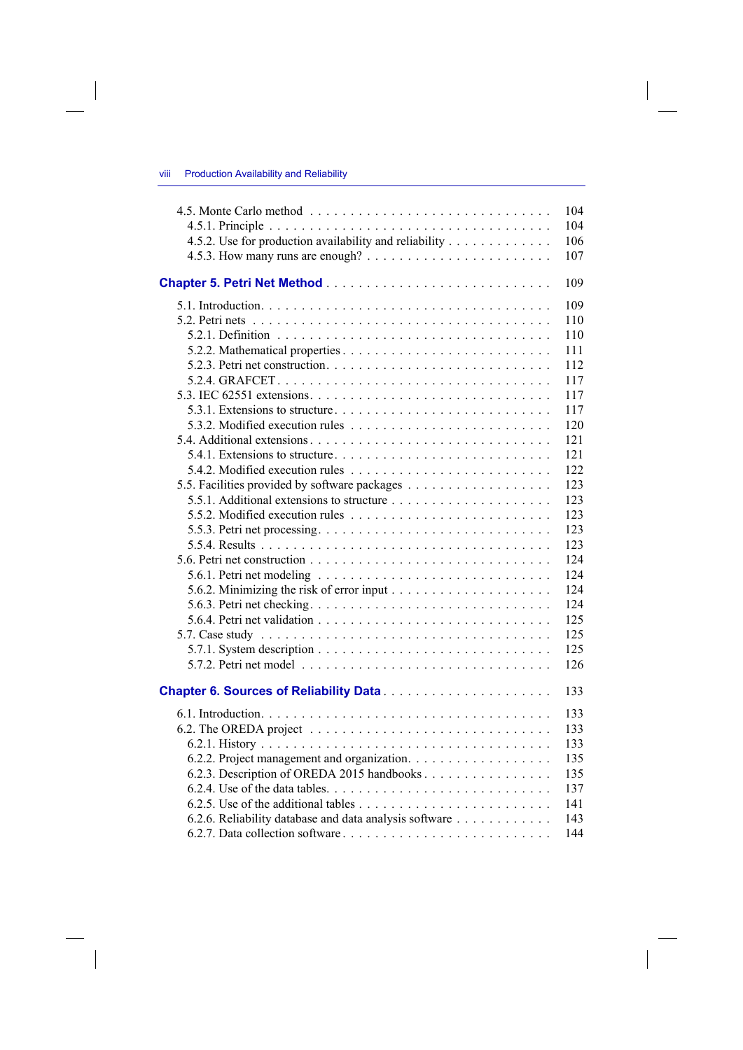4.5. Monte Carlo method . . . . . . . . . . 104
4.5.1. Principle . . . . . . . . . . 104
4.5.2. Use for production availability and reliability . . . . . . . . . . 106
4.5.3. How many runs are enough? . . . . . . . . . . 107

**Chapter 5. Petri Net Method** . . . . . . . . . . 109

5.1. Introduction. . . . . . . . . . 109
5.2. Petri nets . . . . . . . . . . 110
5.2.1. Definition . . . . . . . . . . 110
5.2.2. Mathematical properties . . . . . . . . . . 111
5.2.3. Petri net construction. . . . . . . . . . 112
5.2.4. GRAFCET. . . . . . . . . . 117
5.3. IEC 62551 extensions. . . . . . . . . . 117
5.3.1. Extensions to structure. . . . . . . . . . 117
5.3.2. Modified execution rules . . . . . . . . . . 120
5.4. Additional extensions . . . . . . . . . . 121
5.4.1. Extensions to structure. . . . . . . . . . 121
5.4.2. Modified execution rules . . . . . . . . . . 122
5.5. Facilities provided by software packages . . . . . . . . . . 123
5.5.1. Additional extensions to structure . . . . . . . . . . 123
5.5.2. Modified execution rules . . . . . . . . . . 123
5.5.3. Petri net processing. . . . . . . . . . 123
5.5.4. Results . . . . . . . . . . 123
5.6. Petri net construction . . . . . . . . . . 124
5.6.1. Petri net modeling . . . . . . . . . . 124
5.6.2. Minimizing the risk of error input . . . . . . . . . . 124
5.6.3. Petri net checking. . . . . . . . . . 124
5.6.4. Petri net validation . . . . . . . . . . 125
5.7. Case study . . . . . . . . . . 125
5.7.1. System description . . . . . . . . . . 125
5.7.2. Petri net model . . . . . . . . . . 126

**Chapter 6. Sources of Reliability Data** . . . . . . . . . . 133

6.1. Introduction. . . . . . . . . . 133
6.2. The OREDA project . . . . . . . . . . 133
6.2.1. History . . . . . . . . . . 133
6.2.2. Project management and organization. . . . . . . . . . 135
6.2.3. Description of OREDA 2015 handbooks . . . . . . . . . . 135
6.2.4. Use of the data tables. . . . . . . . . . 137
6.2.5. Use of the additional tables . . . . . . . . . . 141
6.2.6. Reliability database and data analysis software . . . . . . . . . . 143
6.2.7. Data collection software . . . . . . . . . . 144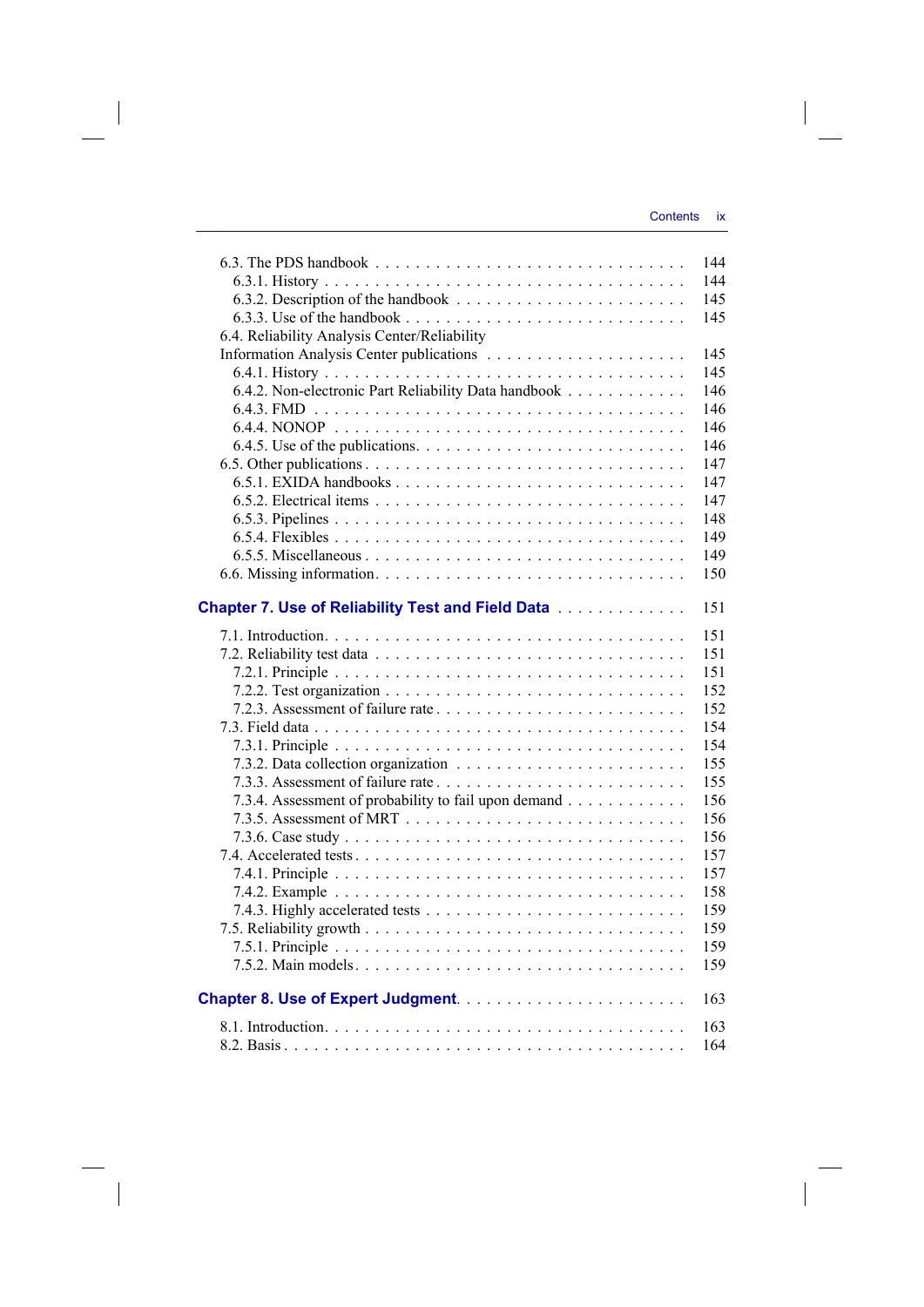6.3. The PDS handbook . . . . . . . . . . . . . . . . . . . . . . . . . . . . . . 144
- 6.3.1. History . . . . . . . . . . . . . . . . . . . . . . . . . . . . . . . . . . 144
- 6.3.2. Description of the handbook . . . . . . . . . . . . . . . . . . . . . . 145
- 6.3.3. Use of the handbook . . . . . . . . . . . . . . . . . . . . . . . . . . 145

6.4. Reliability Analysis Center/Reliability Information Analysis Center publications . . . . . . . . . . . . . . . . . . . 145
- 6.4.1. History . . . . . . . . . . . . . . . . . . . . . . . . . . . . . . . . . . 145
- 6.4.2. Non-electronic Part Reliability Data handbook . . . . . . . . . . . 146
- 6.4.3. FMD . . . . . . . . . . . . . . . . . . . . . . . . . . . . . . . . . . . 146
- 6.4.4. NONOP . . . . . . . . . . . . . . . . . . . . . . . . . . . . . . . . . 146
- 6.4.5. Use of the publications. . . . . . . . . . . . . . . . . . . . . . . . . 146

6.5. Other publications . . . . . . . . . . . . . . . . . . . . . . . . . . . . . . 147
- 6.5.1. EXIDA handbooks . . . . . . . . . . . . . . . . . . . . . . . . . . . 147
- 6.5.2. Electrical items . . . . . . . . . . . . . . . . . . . . . . . . . . . . . 147
- 6.5.3. Pipelines . . . . . . . . . . . . . . . . . . . . . . . . . . . . . . . . . 148
- 6.5.4. Flexibles . . . . . . . . . . . . . . . . . . . . . . . . . . . . . . . . . 149
- 6.5.5. Miscellaneous . . . . . . . . . . . . . . . . . . . . . . . . . . . . . . 149

6.6. Missing information. . . . . . . . . . . . . . . . . . . . . . . . . . . . . . 150

## Chapter 7. Use of Reliability Test and Field Data . . . . . . . . . . . . . 151

7.1. Introduction. . . . . . . . . . . . . . . . . . . . . . . . . . . . . . . . . . 151

7.2. Reliability test data . . . . . . . . . . . . . . . . . . . . . . . . . . . . . . 151
- 7.2.1. Principle . . . . . . . . . . . . . . . . . . . . . . . . . . . . . . . . . 151
- 7.2.2. Test organization . . . . . . . . . . . . . . . . . . . . . . . . . . . . 152
- 7.2.3. Assessment of failure rate . . . . . . . . . . . . . . . . . . . . . . . . 152

7.3. Field data . . . . . . . . . . . . . . . . . . . . . . . . . . . . . . . . . . . 154
- 7.3.1. Principle . . . . . . . . . . . . . . . . . . . . . . . . . . . . . . . . . 154
- 7.3.2. Data collection organization . . . . . . . . . . . . . . . . . . . . . . 155
- 7.3.3. Assessment of failure rate . . . . . . . . . . . . . . . . . . . . . . . . 155
- 7.3.4. Assessment of probability to fail upon demand . . . . . . . . . . . 156
- 7.3.5. Assessment of MRT . . . . . . . . . . . . . . . . . . . . . . . . . . . 156
- 7.3.6. Case study . . . . . . . . . . . . . . . . . . . . . . . . . . . . . . . . . 156

7.4. Accelerated tests . . . . . . . . . . . . . . . . . . . . . . . . . . . . . . . . 157
- 7.4.1. Principle . . . . . . . . . . . . . . . . . . . . . . . . . . . . . . . . . 157
- 7.4.2. Example . . . . . . . . . . . . . . . . . . . . . . . . . . . . . . . . . 158
- 7.4.3. Highly accelerated tests . . . . . . . . . . . . . . . . . . . . . . . . 159

7.5. Reliability growth . . . . . . . . . . . . . . . . . . . . . . . . . . . . . . . 159
- 7.5.1. Principle . . . . . . . . . . . . . . . . . . . . . . . . . . . . . . . . . 159
- 7.5.2. Main models. . . . . . . . . . . . . . . . . . . . . . . . . . . . . . . . 159

## Chapter 8. Use of Expert Judgment. . . . . . . . . . . . . . . . . . . . . . . 163

8.1. Introduction. . . . . . . . . . . . . . . . . . . . . . . . . . . . . . . . . . 163

8.2. Basis . . . . . . . . . . . . . . . . . . . . . . . . . . . . . . . . . . . . . . 164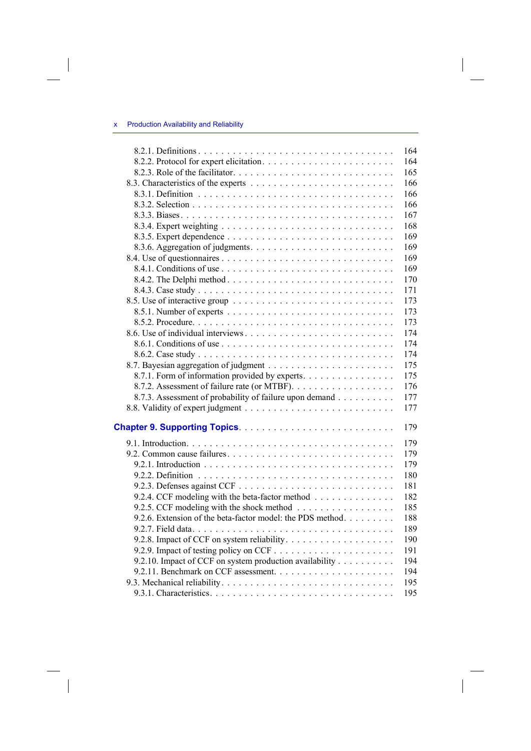8.2.1. Definitions . . . . . . . . . . 164
8.2.2. Protocol for expert elicitation . . . . . . . . . . 164
8.2.3. Role of the facilitator . . . . . . . . . . 165
8.3. Characteristics of the experts . . . . . . . . . . 166
8.3.1. Definition . . . . . . . . . . 166
8.3.2. Selection . . . . . . . . . . 166
8.3.3. Biases . . . . . . . . . . 167
8.3.4. Expert weighting . . . . . . . . . . 168
8.3.5. Expert dependence . . . . . . . . . . 169
8.3.6. Aggregation of judgments . . . . . . . . . . 169
8.4. Use of questionnaires . . . . . . . . . . 169
8.4.1. Conditions of use . . . . . . . . . . 169
8.4.2. The Delphi method . . . . . . . . . . 170
8.4.3. Case study . . . . . . . . . . 171
8.5. Use of interactive group . . . . . . . . . . 173
8.5.1. Number of experts . . . . . . . . . . 173
8.5.2. Procedure . . . . . . . . . . 173
8.6. Use of individual interviews . . . . . . . . . . 174
8.6.1. Conditions of use . . . . . . . . . . 174
8.6.2. Case study . . . . . . . . . . 174
8.7. Bayesian aggregation of judgment . . . . . . . . . . 175
8.7.1. Form of information provided by experts . . . . . . . . . . 175
8.7.2. Assessment of failure rate (or MTBF) . . . . . . . . . . 176
8.7.3. Assessment of probability of failure upon demand . . . . . . . . . . 177
8.8. Validity of expert judgment . . . . . . . . . . 177

**Chapter 9. Supporting Topics** . . . . . . . . . . 179

9.1. Introduction . . . . . . . . . . 179
9.2. Common cause failures . . . . . . . . . . 179
9.2.1. Introduction . . . . . . . . . . 179
9.2.2. Definition . . . . . . . . . . 180
9.2.3. Defenses against CCF . . . . . . . . . . 181
9.2.4. CCF modeling with the beta-factor method . . . . . . . . . . 182
9.2.5. CCF modeling with the shock method . . . . . . . . . . 185
9.2.6. Extension of the beta-factor model: the PDS method . . . . . . . . . . 188
9.2.7. Field data . . . . . . . . . . 189
9.2.8. Impact of CCF on system reliability . . . . . . . . . . 190
9.2.9. Impact of testing policy on CCF . . . . . . . . . . 191
9.2.10. Impact of CCF on system production availability . . . . . . . . . . 194
9.2.11. Benchmark on CCF assessment . . . . . . . . . . 194
9.3. Mechanical reliability . . . . . . . . . . 195
9.3.1. Characteristics . . . . . . . . . . 195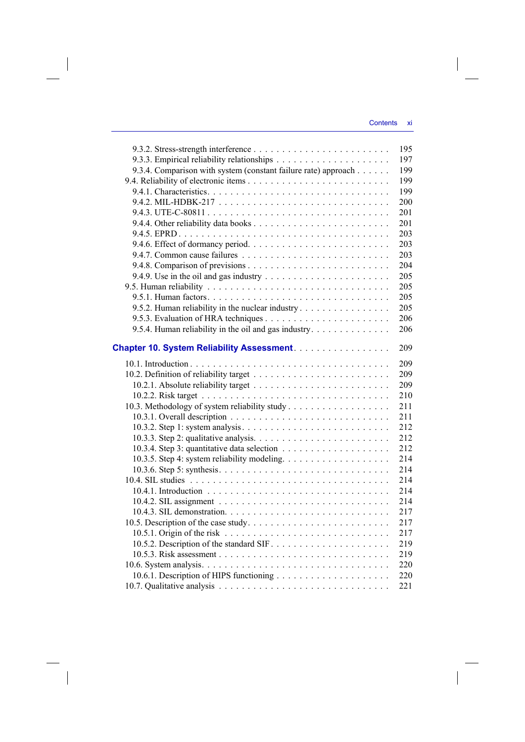9.3.2. Stress-strength interference . . . . . . . . . . . . . . . . . . . . . . . 195
9.3.3. Empirical reliability relationships . . . . . . . . . . . . . . . . . . . 197
9.3.4. Comparison with system (constant failure rate) approach . . . . . . 199
9.4. Reliability of electronic items . . . . . . . . . . . . . . . . . . . . . . . . 199
9.4.1. Characteristics. . . . . . . . . . . . . . . . . . . . . . . . . . . . . . 199
9.4.2. MIL-HDBK-217 . . . . . . . . . . . . . . . . . . . . . . . . . . . . 200
9.4.3. UTE-C-80811 . . . . . . . . . . . . . . . . . . . . . . . . . . . . . 201
9.4.4. Other reliability data books . . . . . . . . . . . . . . . . . . . . . . 201
9.4.5. EPRD . . . . . . . . . . . . . . . . . . . . . . . . . . . . . . . . . 203
9.4.6. Effect of dormancy period. . . . . . . . . . . . . . . . . . . . . . . 203
9.4.7. Common cause failures . . . . . . . . . . . . . . . . . . . . . . . . 203
9.4.8. Comparison of previsions . . . . . . . . . . . . . . . . . . . . . . . 204
9.4.9. Use in the oil and gas industry . . . . . . . . . . . . . . . . . . . . 205
9.5. Human reliability . . . . . . . . . . . . . . . . . . . . . . . . . . . . . . 205
9.5.1. Human factors. . . . . . . . . . . . . . . . . . . . . . . . . . . . . . 205
9.5.2. Human reliability in the nuclear industry . . . . . . . . . . . . . . . 205
9.5.3. Evaluation of HRA techniques . . . . . . . . . . . . . . . . . . . . . 206
9.5.4. Human reliability in the oil and gas industry. . . . . . . . . . . . . . 206

**Chapter 10. System Reliability Assessment**. . . . . . . . . . . . . . . . . 209

10.1. Introduction . . . . . . . . . . . . . . . . . . . . . . . . . . . . . . . . 209
10.2. Definition of reliability target . . . . . . . . . . . . . . . . . . . . . . 209
10.2.1. Absolute reliability target . . . . . . . . . . . . . . . . . . . . . . 209
10.2.2. Risk target . . . . . . . . . . . . . . . . . . . . . . . . . . . . . . 210
10.3. Methodology of system reliability study . . . . . . . . . . . . . . . . . 211
10.3.1. Overall description . . . . . . . . . . . . . . . . . . . . . . . . . . 211
10.3.2. Step 1: system analysis . . . . . . . . . . . . . . . . . . . . . . . . 212
10.3.3. Step 2: qualitative analysis. . . . . . . . . . . . . . . . . . . . . . . 212
10.3.4. Step 3: quantitative data selection . . . . . . . . . . . . . . . . . . 212
10.3.5. Step 4: system reliability modeling. . . . . . . . . . . . . . . . . . . 214
10.3.6. Step 5: synthesis. . . . . . . . . . . . . . . . . . . . . . . . . . . . 214
10.4. SIL studies . . . . . . . . . . . . . . . . . . . . . . . . . . . . . . . . 214
10.4.1. Introduction . . . . . . . . . . . . . . . . . . . . . . . . . . . . . . 214
10.4.2. SIL assignment . . . . . . . . . . . . . . . . . . . . . . . . . . . . 214
10.4.3. SIL demonstration. . . . . . . . . . . . . . . . . . . . . . . . . . . 217
10.5. Description of the case study. . . . . . . . . . . . . . . . . . . . . . . 217
10.5.1. Origin of the risk . . . . . . . . . . . . . . . . . . . . . . . . . . . 217
10.5.2. Description of the standard SIF. . . . . . . . . . . . . . . . . . . . 219
10.5.3. Risk assessment . . . . . . . . . . . . . . . . . . . . . . . . . . . . 219
10.6. System analysis. . . . . . . . . . . . . . . . . . . . . . . . . . . . . . . 220
10.6.1. Description of HIPS functioning . . . . . . . . . . . . . . . . . . . 220
10.7. Qualitative analysis . . . . . . . . . . . . . . . . . . . . . . . . . . . . 221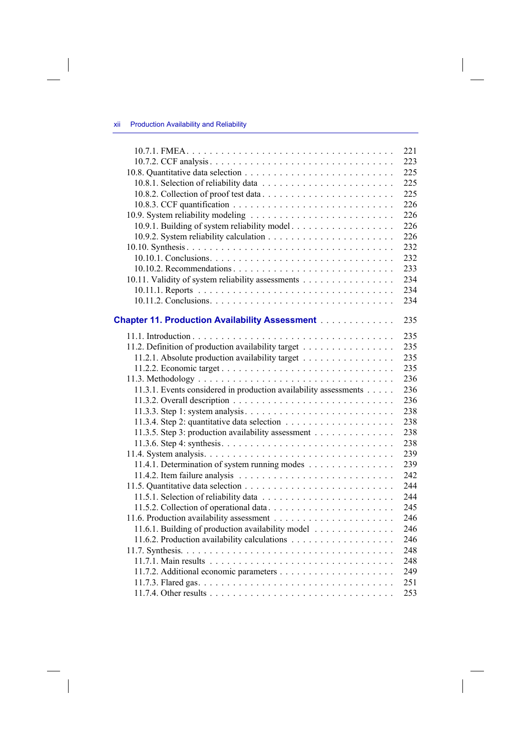10.7.1. FMEA . . . . . . . . . . . . . . . . . . . . . . . . . . . . . . . . . . . . 221
10.7.2. CCF analysis . . . . . . . . . . . . . . . . . . . . . . . . . . . . . . . 223
10.8. Quantitative data selection . . . . . . . . . . . . . . . . . . . . . . . . . . 225
10.8.1. Selection of reliability data . . . . . . . . . . . . . . . . . . . . . . . . 225
10.8.2. Collection of proof test data . . . . . . . . . . . . . . . . . . . . . . . 225
10.8.3. CCF quantification . . . . . . . . . . . . . . . . . . . . . . . . . . . . 226
10.9. System reliability modeling . . . . . . . . . . . . . . . . . . . . . . . . . 226
10.9.1. Building of system reliability model . . . . . . . . . . . . . . . . . . . 226
10.9.2. System reliability calculation . . . . . . . . . . . . . . . . . . . . . . . 226
10.10. Synthesis . . . . . . . . . . . . . . . . . . . . . . . . . . . . . . . . . . . 232
10.10.1. Conclusions . . . . . . . . . . . . . . . . . . . . . . . . . . . . . . . 232
10.10.2. Recommendations . . . . . . . . . . . . . . . . . . . . . . . . . . . . 233
10.11. Validity of system reliability assessments . . . . . . . . . . . . . . . . 234
10.11.1. Reports . . . . . . . . . . . . . . . . . . . . . . . . . . . . . . . . . . 234
10.11.2. Conclusions . . . . . . . . . . . . . . . . . . . . . . . . . . . . . . . 234

**Chapter 11. Production Availability Assessment** . . . . . . . . . . . . . 235

11.1. Introduction . . . . . . . . . . . . . . . . . . . . . . . . . . . . . . . . . . 235
11.2. Definition of production availability target . . . . . . . . . . . . . . . . 235
11.2.1. Absolute production availability target . . . . . . . . . . . . . . . . . 235
11.2.2. Economic target . . . . . . . . . . . . . . . . . . . . . . . . . . . . . . 235
11.3. Methodology . . . . . . . . . . . . . . . . . . . . . . . . . . . . . . . . . 236
11.3.1. Events considered in production availability assessments . . . . . 236
11.3.2. Overall description . . . . . . . . . . . . . . . . . . . . . . . . . . . . 236
11.3.3. Step 1: system analysis . . . . . . . . . . . . . . . . . . . . . . . . . . 238
11.3.4. Step 2: quantitative data selection . . . . . . . . . . . . . . . . . . . 238
11.3.5. Step 3: production availability assessment . . . . . . . . . . . . . . 238
11.3.6. Step 4: synthesis . . . . . . . . . . . . . . . . . . . . . . . . . . . . . 238
11.4. System analysis . . . . . . . . . . . . . . . . . . . . . . . . . . . . . . . . 239
11.4.1. Determination of system running modes . . . . . . . . . . . . . . . . 239
11.4.2. Item failure analysis . . . . . . . . . . . . . . . . . . . . . . . . . . . 242
11.5. Quantitative data selection . . . . . . . . . . . . . . . . . . . . . . . . . . 244
11.5.1. Selection of reliability data . . . . . . . . . . . . . . . . . . . . . . . . 244
11.5.2. Collection of operational data . . . . . . . . . . . . . . . . . . . . . . 245
11.6. Production availability assessment . . . . . . . . . . . . . . . . . . . . . 246
11.6.1. Building of production availability model . . . . . . . . . . . . . . . 246
11.6.2. Production availability calculations . . . . . . . . . . . . . . . . . . . 246
11.7. Synthesis . . . . . . . . . . . . . . . . . . . . . . . . . . . . . . . . . . . . 248
11.7.1. Main results . . . . . . . . . . . . . . . . . . . . . . . . . . . . . . . . 248
11.7.2. Additional economic parameters . . . . . . . . . . . . . . . . . . . . . 249
11.7.3. Flared gas . . . . . . . . . . . . . . . . . . . . . . . . . . . . . . . . . 251
11.7.4. Other results . . . . . . . . . . . . . . . . . . . . . . . . . . . . . . . . 253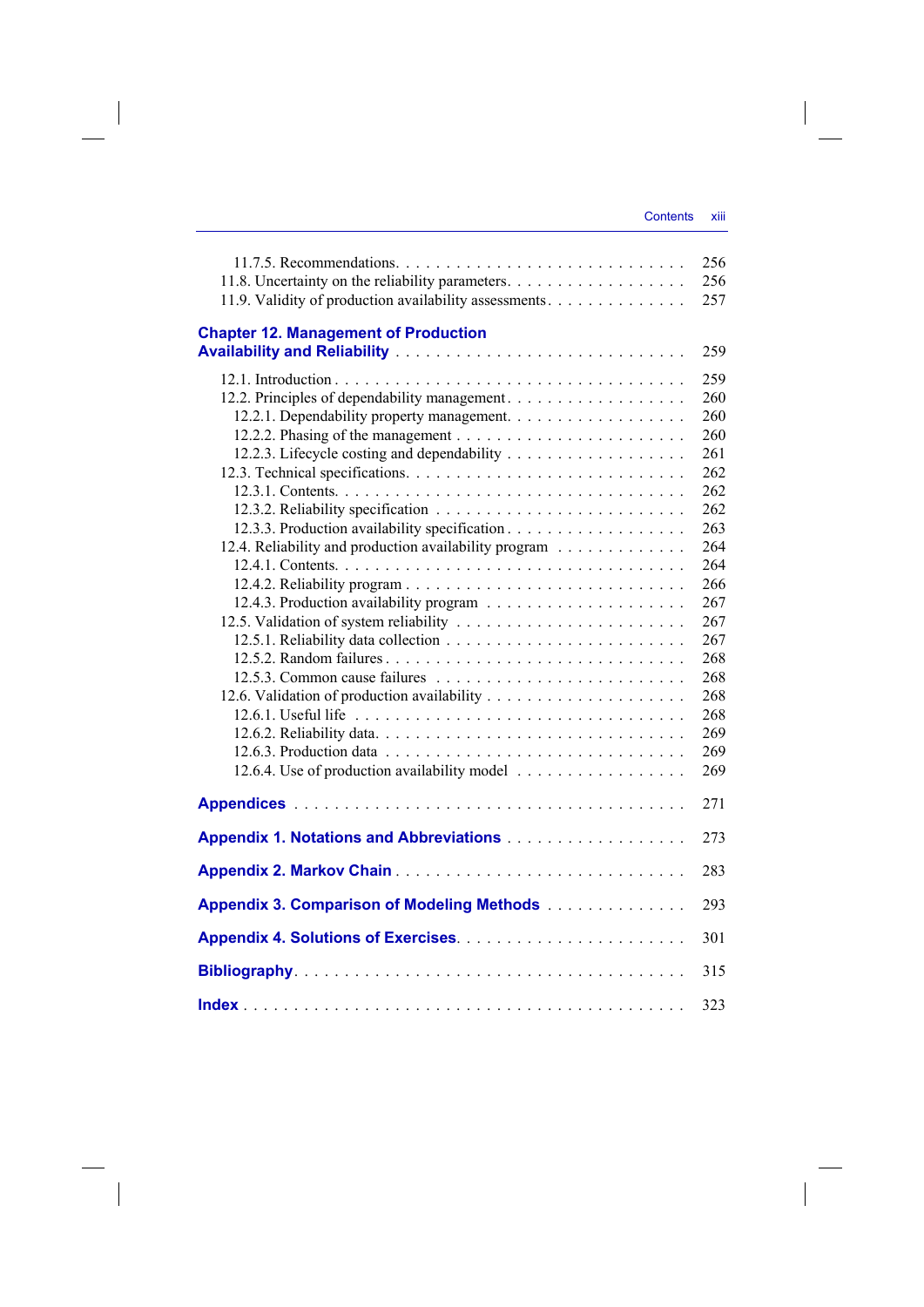11.7.5. Recommendations . . . . . . . . . . . . . . . . . . . . . . . . . . . . 256
11.8. Uncertainty on the reliability parameters . . . . . . . . . . . . . . . . . . 256
11.9. Validity of production availability assessments . . . . . . . . . . . . . 257

**Chapter 12. Management of Production Availability and Reliability** . . . . . . . . . . . . . . . . . . . . . . . . . . 259

12.1. Introduction . . . . . . . . . . . . . . . . . . . . . . . . . . . . . . . . . 259
12.2. Principles of dependability management . . . . . . . . . . . . . . . . . 260
12.2.1. Dependability property management . . . . . . . . . . . . . . . . . 260
12.2.2. Phasing of the management . . . . . . . . . . . . . . . . . . . . . . 260
12.2.3. Lifecycle costing and dependability . . . . . . . . . . . . . . . . . 261
12.3. Technical specifications . . . . . . . . . . . . . . . . . . . . . . . . . . 262
12.3.1. Contents . . . . . . . . . . . . . . . . . . . . . . . . . . . . . . . . 262
12.3.2. Reliability specification . . . . . . . . . . . . . . . . . . . . . . . . 262
12.3.3. Production availability specification . . . . . . . . . . . . . . . . . 263
12.4. Reliability and production availability program . . . . . . . . . . . . 264
12.4.1. Contents . . . . . . . . . . . . . . . . . . . . . . . . . . . . . . . . 264
12.4.2. Reliability program . . . . . . . . . . . . . . . . . . . . . . . . . . 266
12.4.3. Production availability program . . . . . . . . . . . . . . . . . . . 267
12.5. Validation of system reliability . . . . . . . . . . . . . . . . . . . . . . 267
12.5.1. Reliability data collection . . . . . . . . . . . . . . . . . . . . . . . 267
12.5.2. Random failures . . . . . . . . . . . . . . . . . . . . . . . . . . . . 268
12.5.3. Common cause failures . . . . . . . . . . . . . . . . . . . . . . . . 268
12.6. Validation of production availability . . . . . . . . . . . . . . . . . . . 268
12.6.1. Useful life . . . . . . . . . . . . . . . . . . . . . . . . . . . . . . . 268
12.6.2. Reliability data . . . . . . . . . . . . . . . . . . . . . . . . . . . . . 269
12.6.3. Production data . . . . . . . . . . . . . . . . . . . . . . . . . . . . . 269
12.6.4. Use of production availability model . . . . . . . . . . . . . . . . 269

**Appendices** . . . . . . . . . . . . . . . . . . . . . . . . . . . . . . . . . . . 271

**Appendix 1. Notations and Abbreviations** . . . . . . . . . . . . . . . . . . 273

**Appendix 2. Markov Chain** . . . . . . . . . . . . . . . . . . . . . . . . . . 283

**Appendix 3. Comparison of Modeling Methods** . . . . . . . . . . . . . . 293

**Appendix 4. Solutions of Exercises** . . . . . . . . . . . . . . . . . . . . . 301

**Bibliography** . . . . . . . . . . . . . . . . . . . . . . . . . . . . . . . . . . 315

**Index** . . . . . . . . . . . . . . . . . . . . . . . . . . . . . . . . . . . . . . 323